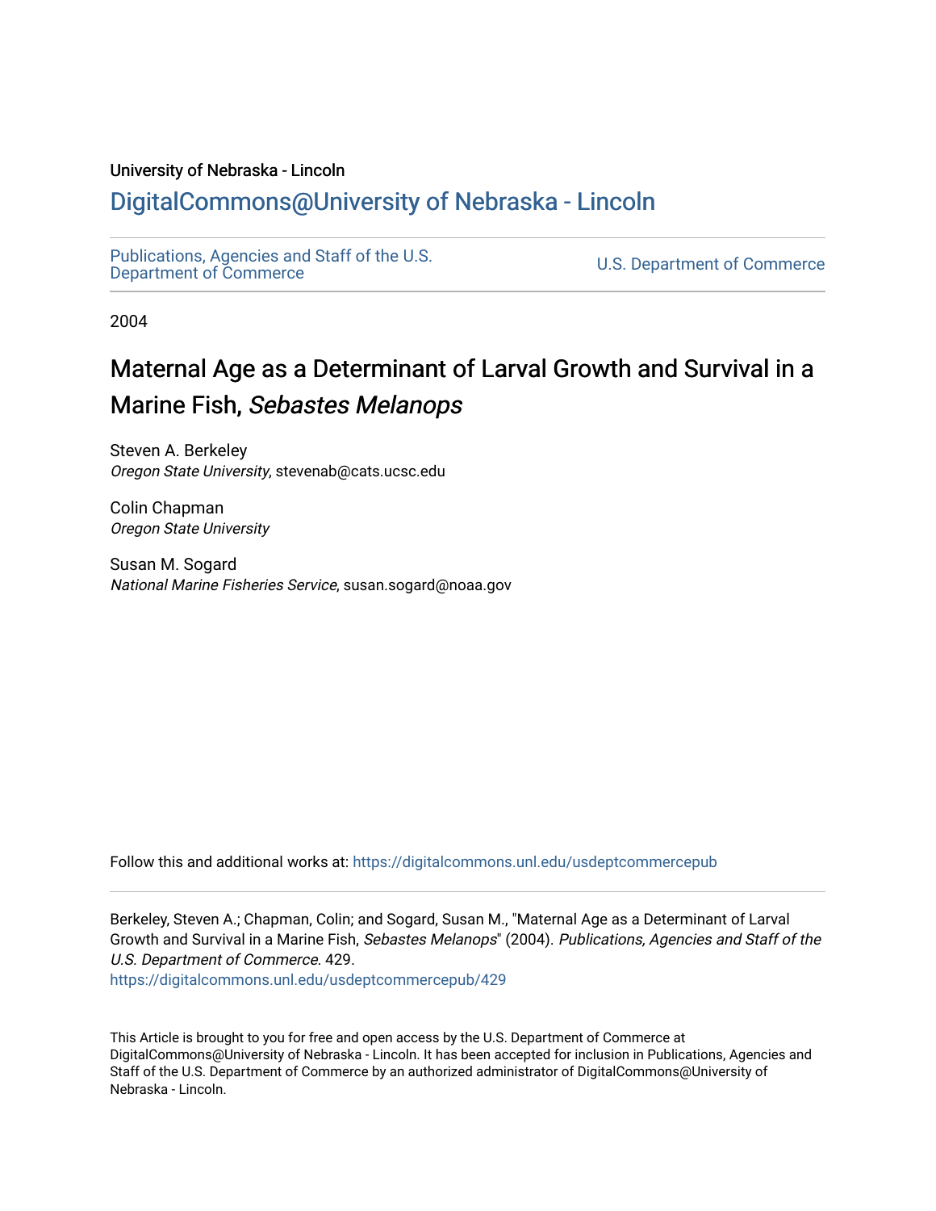University of Nebraska - Lincoln

DigitalCommons@University of Nebraska - Lincoln

Publications, Agencies and Staff of the U.S. Department of Commerce

U.S. Department of Commerce

2004

# Maternal Age as a Determinant of Larval Growth and Survival in a Marine Fish, *Sebastes Melanops*

Steven A. Berkeley
*Oregon State University*, stevenab@cats.ucsc.edu

Colin Chapman
*Oregon State University*

Susan M. Sogard
*National Marine Fisheries Service*, susan.sogard@noaa.gov

Follow this and additional works at: https://digitalcommons.unl.edu/usdeptcommercepub

Berkeley, Steven A.; Chapman, Colin; and Sogard, Susan M., "Maternal Age as a Determinant of Larval Growth and Survival in a Marine Fish, *Sebastes Melanops*" (2004). *Publications, Agencies and Staff of the U.S. Department of Commerce*. 429.
https://digitalcommons.unl.edu/usdeptcommercepub/429

This Article is brought to you for free and open access by the U.S. Department of Commerce at DigitalCommons@University of Nebraska - Lincoln. It has been accepted for inclusion in Publications, Agencies and Staff of the U.S. Department of Commerce by an authorized administrator of DigitalCommons@University of Nebraska - Lincoln.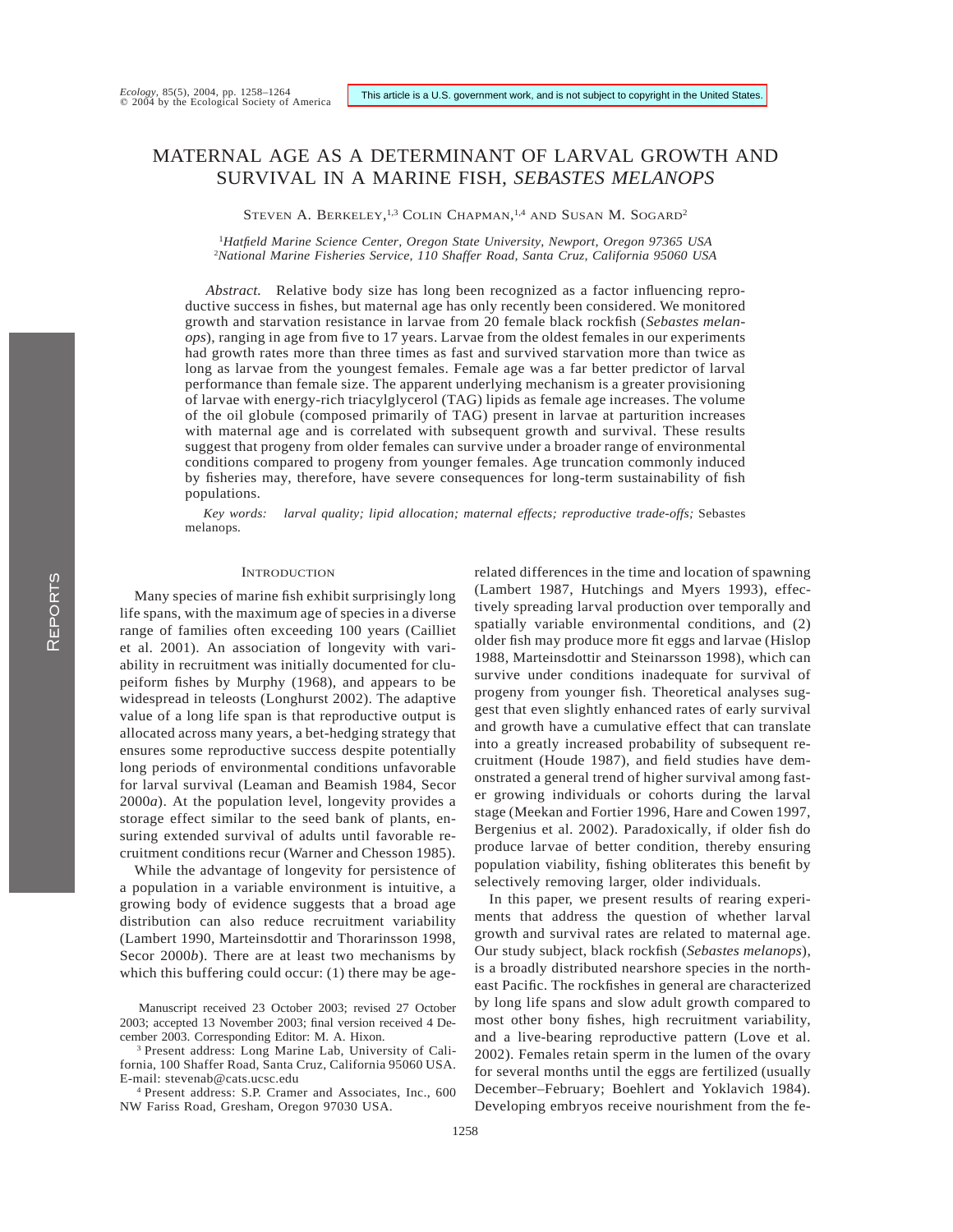# MATERNAL AGE AS A DETERMINANT OF LARVAL GROWTH AND SURVIVAL IN A MARINE FISH, *SEBASTES MELANOPS*

STEVEN A. BERKELEY,[1,3] COLIN CHAPMAN,[1,4] AND SUSAN M. SOGARD[2]

[1]*Hatfield Marine Science Center, Oregon State University, Newport, Oregon 97365 USA*
[2]*National Marine Fisheries Service, 110 Shaffer Road, Santa Cruz, California 95060 USA*

*Abstract.* Relative body size has long been recognized as a factor influencing reproductive success in fishes, but maternal age has only recently been considered. We monitored growth and starvation resistance in larvae from 20 female black rockfish (*Sebastes melanops*), ranging in age from five to 17 years. Larvae from the oldest females in our experiments had growth rates more than three times as fast and survived starvation more than twice as long as larvae from the youngest females. Female age was a far better predictor of larval performance than female size. The apparent underlying mechanism is a greater provisioning of larvae with energy-rich triacylglycerol (TAG) lipids as female age increases. The volume of the oil globule (composed primarily of TAG) present in larvae at parturition increases with maternal age and is correlated with subsequent growth and survival. These results suggest that progeny from older females can survive under a broader range of environmental conditions compared to progeny from younger females. Age truncation commonly induced by fisheries may, therefore, have severe consequences for long-term sustainability of fish populations.

*Key words: larval quality; lipid allocation; maternal effects; reproductive trade-offs;* Sebastes melanops.

## INTRODUCTION

Many species of marine fish exhibit surprisingly long life spans, with the maximum age of species in a diverse range of families often exceeding 100 years (Cailliet et al. 2001). An association of longevity with variability in recruitment was initially documented for clupeiform fishes by Murphy (1968), and appears to be widespread in teleosts (Longhurst 2002). The adaptive value of a long life span is that reproductive output is allocated across many years, a bet-hedging strategy that ensures some reproductive success despite potentially long periods of environmental conditions unfavorable for larval survival (Leaman and Beamish 1984, Secor 2000*a*). At the population level, longevity provides a storage effect similar to the seed bank of plants, ensuring extended survival of adults until favorable recruitment conditions recur (Warner and Chesson 1985).

While the advantage of longevity for persistence of a population in a variable environment is intuitive, a growing body of evidence suggests that a broad age distribution can also reduce recruitment variability (Lambert 1990, Marteinsdottir and Thorarinsson 1998, Secor 2000*b*). There are at least two mechanisms by which this buffering could occur: (1) there may be age-related differences in the time and location of spawning (Lambert 1987, Hutchings and Myers 1993), effectively spreading larval production over temporally and spatially variable environmental conditions, and (2) older fish may produce more fit eggs and larvae (Hislop 1988, Marteinsdottir and Steinarsson 1998), which can survive under conditions inadequate for survival of progeny from younger fish. Theoretical analyses suggest that even slightly enhanced rates of early survival and growth have a cumulative effect that can translate into a greatly increased probability of subsequent recruitment (Houde 1987), and field studies have demonstrated a general trend of higher survival among faster growing individuals or cohorts during the larval stage (Meekan and Fortier 1996, Hare and Cowen 1997, Bergenius et al. 2002). Paradoxically, if older fish do produce larvae of better condition, thereby ensuring population viability, fishing obliterates this benefit by selectively removing larger, older individuals.

In this paper, we present results of rearing experiments that address the question of whether larval growth and survival rates are related to maternal age. Our study subject, black rockfish (*Sebastes melanops*), is a broadly distributed nearshore species in the northeast Pacific. The rockfishes in general are characterized by long life spans and slow adult growth compared to most other bony fishes, high recruitment variability, and a live-bearing reproductive pattern (Love et al. 2002). Females retain sperm in the lumen of the ovary for several months until the eggs are fertilized (usually December–February; Boehlert and Yoklavich 1984). Developing embryos receive nourishment from the fe-

Manuscript received 23 October 2003; revised 27 October 2003; accepted 13 November 2003; final version received 4 December 2003. Corresponding Editor: M. A. Hixon.

[3] Present address: Long Marine Lab, University of California, 100 Shaffer Road, Santa Cruz, California 95060 USA. E-mail: stevenab@cats.ucsc.edu

[4] Present address: S.P. Cramer and Associates, Inc., 600 NW Fariss Road, Gresham, Oregon 97030 USA.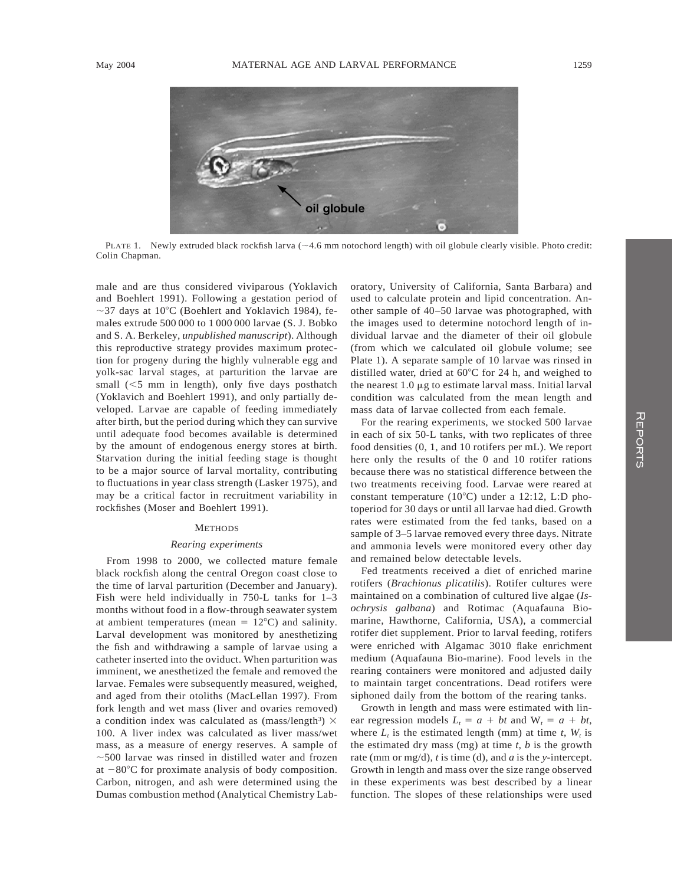PLATE 1. Newly extruded black rockfish larva (~4.6 mm notochord length) with oil globule clearly visible. Photo credit: Colin Chapman.

male and are thus considered viviparous (Yoklavich and Boehlert 1991). Following a gestation period of ~37 days at 10°C (Boehlert and Yoklavich 1984), females extrude 500 000 to 1 000 000 larvae (S. J. Bobko and S. A. Berkeley, *unpublished manuscript*). Although this reproductive strategy provides maximum protection for progeny during the highly vulnerable egg and yolk-sac larval stages, at parturition the larvae are small (<5 mm in length), only five days posthatch (Yoklavich and Boehlert 1991), and only partially developed. Larvae are capable of feeding immediately after birth, but the period during which they can survive until adequate food becomes available is determined by the amount of endogenous energy stores at birth. Starvation during the initial feeding stage is thought to be a major source of larval mortality, contributing to fluctuations in year class strength (Lasker 1975), and may be a critical factor in recruitment variability in rockfishes (Moser and Boehlert 1991).

## METHODS

### *Rearing experiments*

From 1998 to 2000, we collected mature female black rockfish along the central Oregon coast close to the time of larval parturition (December and January). Fish were held individually in 750-L tanks for 1–3 months without food in a flow-through seawater system at ambient temperatures (mean = 12°C) and salinity. Larval development was monitored by anesthetizing the fish and withdrawing a sample of larvae using a catheter inserted into the oviduct. When parturition was imminent, we anesthetized the female and removed the larvae. Females were subsequently measured, weighed, and aged from their otoliths (MacLellan 1997). From fork length and wet mass (liver and ovaries removed) a condition index was calculated as (mass/length$^3$) × 100. A liver index was calculated as liver mass/wet mass, as a measure of energy reserves. A sample of ~500 larvae was rinsed in distilled water and frozen at −80°C for proximate analysis of body composition. Carbon, nitrogen, and ash were determined using the Dumas combustion method (Analytical Chemistry Laboratory, University of California, Santa Barbara) and used to calculate protein and lipid concentration. Another sample of 40–50 larvae was photographed, with the images used to determine notochord length of individual larvae and the diameter of their oil globule (from which we calculated oil globule volume; see Plate 1). A separate sample of 10 larvae was rinsed in distilled water, dried at 60°C for 24 h, and weighed to the nearest 1.0 μg to estimate larval mass. Initial larval condition was calculated from the mean length and mass data of larvae collected from each female.

For the rearing experiments, we stocked 500 larvae in each of six 50-L tanks, with two replicates of three food densities (0, 1, and 10 rotifers per mL). We report here only the results of the 0 and 10 rotifer rations because there was no statistical difference between the two treatments receiving food. Larvae were reared at constant temperature (10°C) under a 12:12, L:D photoperiod for 30 days or until all larvae had died. Growth rates were estimated from the fed tanks, based on a sample of 3–5 larvae removed every three days. Nitrate and ammonia levels were monitored every other day and remained below detectable levels.

Fed treatments received a diet of enriched marine rotifers (*Brachionus plicatilis*). Rotifer cultures were maintained on a combination of cultured live algae (*Isochrysis galbana*) and Rotimac (Aquafauna Bio-marine, Hawthorne, California, USA), a commercial rotifer diet supplement. Prior to larval feeding, rotifers were enriched with Algamac 3010 flake enrichment medium (Aquafauna Bio-marine). Food levels in the rearing containers were monitored and adjusted daily to maintain target concentrations. Dead rotifers were siphoned daily from the bottom of the rearing tanks.

Growth in length and mass were estimated with linear regression models $L_t = a + bt$ and $W_t = a + bt$, where $L_t$ is the estimated length (mm) at time $t$, $W_t$ is the estimated dry mass (mg) at time $t$, $b$ is the growth rate (mm or mg/d), $t$ is time (d), and $a$ is the $y$-intercept. Growth in length and mass over the size range observed in these experiments was best described by a linear function. The slopes of these relationships were used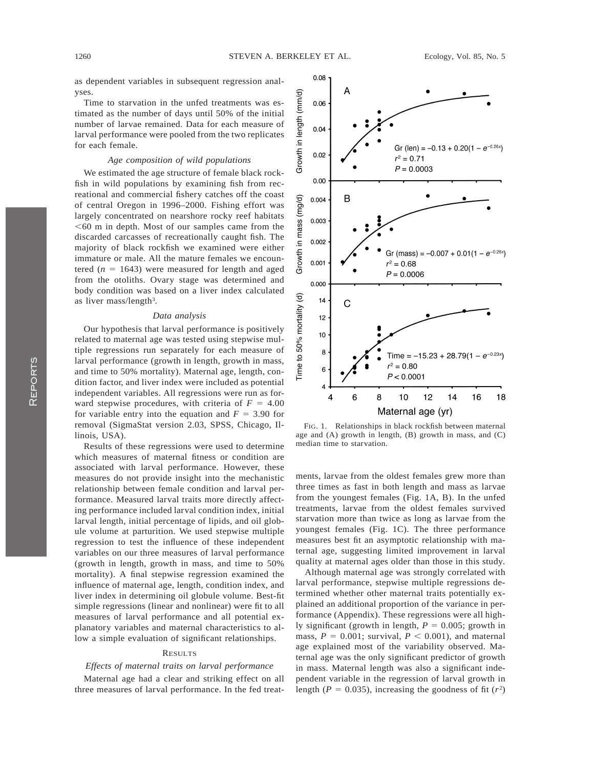as dependent variables in subsequent regression analyses.

Time to starvation in the unfed treatments was estimated as the number of days until 50% of the initial number of larvae remained. Data for each measure of larval performance were pooled from the two replicates for each female.

### *Age composition of wild populations*

We estimated the age structure of female black rockfish in wild populations by examining fish from recreational and commercial fishery catches off the coast of central Oregon in 1996–2000. Fishing effort was largely concentrated on nearshore rocky reef habitats <60 m in depth. Most of our samples came from the discarded carcasses of recreationally caught fish. The majority of black rockfish we examined were either immature or male. All the mature females we encountered ($n = 1643$) were measured for length and aged from the otoliths. Ovary stage was determined and body condition was based on a liver index calculated as liver mass/length$^3$.

### *Data analysis*

Our hypothesis that larval performance is positively related to maternal age was tested using stepwise multiple regressions run separately for each measure of larval performance (growth in length, growth in mass, and time to 50% mortality). Maternal age, length, condition factor, and liver index were included as potential independent variables. All regressions were run as forward stepwise procedures, with criteria of $F = 4.00$ for variable entry into the equation and $F = 3.90$ for removal (SigmaStat version 2.03, SPSS, Chicago, Illinois, USA).

Results of these regressions were used to determine which measures of maternal fitness or condition are associated with larval performance. However, these measures do not provide insight into the mechanistic relationship between female condition and larval performance. Measured larval traits more directly affecting performance included larval condition index, initial larval length, initial percentage of lipids, and oil globule volume at parturition. We used stepwise multiple regression to test the influence of these independent variables on our three measures of larval performance (growth in length, growth in mass, and time to 50% mortality). A final stepwise regression examined the influence of maternal age, length, condition index, and liver index in determining oil globule volume. Best-fit simple regressions (linear and nonlinear) were fit to all measures of larval performance and all potential explanatory variables and maternal characteristics to allow a simple evaluation of significant relationships.

## Results

### *Effects of maternal traits on larval performance*

Maternal age had a clear and striking effect on all three measures of larval performance. In the fed treatments, larvae from the oldest females grew more than three times as fast in both length and mass as larvae from the youngest females (Fig. 1A, B). In the unfed treatments, larvae from the oldest females survived starvation more than twice as long as larvae from the youngest females (Fig. 1C). The three performance measures best fit an asymptotic relationship with maternal age, suggesting limited improvement in larval quality at maternal ages older than those in this study.

Fig. 1. Relationships in black rockfish between maternal age and (A) growth in length, (B) growth in mass, and (C) median time to starvation.

Although maternal age was strongly correlated with larval performance, stepwise multiple regressions determined whether other maternal traits potentially explained an additional proportion of the variance in performance (Appendix). These regressions were all highly significant (growth in length, $P = 0.005$; growth in mass, $P = 0.001$; survival, $P < 0.001$), and maternal age explained most of the variability observed. Maternal age was the only significant predictor of growth in mass. Maternal length was also a significant independent variable in the regression of larval growth in length ($P = 0.035$), increasing the goodness of fit ($r^2$)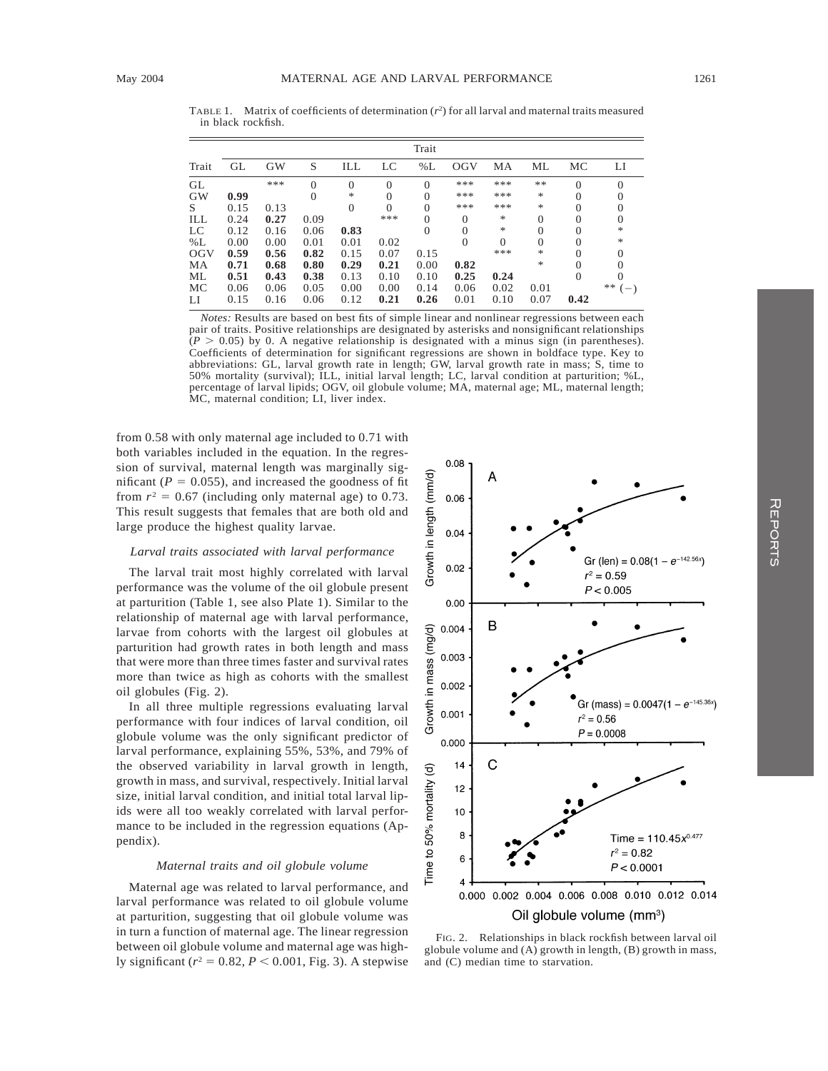TABLE 1. Matrix of coefficients of determination ($r^2$) for all larval and maternal traits measured in black rockfish.

| Trait | GL | GW | S | ILL | LC | %L | OGV | MA | ML | MC | LI |
|---|---|---|---|---|---|---|---|---|---|---|---|
| GL | | *** | 0 | 0 | 0 | 0 | *** | *** | ** | 0 | 0 |
| GW | **0.99** | | 0 | * | 0 | 0 | *** | *** | * | 0 | 0 |
| S | 0.15 | 0.13 | | 0 | 0 | 0 | *** | *** | * | 0 | 0 |
| ILL | 0.24 | **0.27** | 0.09 | | *** | 0 | 0 | * | 0 | 0 | 0 |
| LC | 0.12 | 0.16 | 0.06 | **0.83** | | 0 | 0 | * | 0 | 0 | * |
| %L | 0.00 | 0.00 | 0.01 | 0.01 | 0.02 | | 0 | 0 | 0 | 0 | * |
| OGV | **0.59** | **0.56** | **0.82** | 0.15 | 0.07 | 0.15 | | *** | * | 0 | 0 |
| MA | **0.71** | **0.68** | **0.80** | **0.29** | **0.21** | 0.00 | **0.82** | | * | 0 | 0 |
| ML | **0.51** | **0.43** | **0.38** | 0.13 | 0.10 | 0.10 | **0.25** | **0.24** | | 0 | 0 |
| MC | 0.06 | 0.06 | 0.05 | 0.00 | 0.00 | 0.14 | 0.06 | 0.02 | 0.01 | | ** (−) |
| LI | 0.15 | 0.16 | 0.06 | 0.12 | **0.21** | **0.26** | 0.01 | 0.10 | 0.07 | **0.42** | |

*Notes:* Results are based on best fits of simple linear and nonlinear regressions between each pair of traits. Positive relationships are designated by asterisks and nonsignificant relationships ($P > 0.05$) by 0. A negative relationship is designated with a minus sign (in parentheses). Coefficients of determination for significant regressions are shown in boldface type. Key to abbreviations: GL, larval growth rate in length; GW, larval growth rate in mass; S, time to 50% mortality (survival); ILL, initial larval length; LC, larval condition at parturition; %L, percentage of larval lipids; OGV, oil globule volume; MA, maternal age; ML, maternal length; MC, maternal condition; LI, liver index.

from 0.58 with only maternal age included to 0.71 with both variables included in the equation. In the regression of survival, maternal length was marginally significant ($P = 0.055$), and increased the goodness of fit from $r^2 = 0.67$ (including only maternal age) to 0.73. This result suggests that females that are both old and large produce the highest quality larvae.

### *Larval traits associated with larval performance*

The larval trait most highly correlated with larval performance was the volume of the oil globule present at parturition (Table 1, see also Plate 1). Similar to the relationship of maternal age with larval performance, larvae from cohorts with the largest oil globules at parturition had growth rates in both length and mass that were more than three times faster and survival rates more than twice as high as cohorts with the smallest oil globules (Fig. 2).

In all three multiple regressions evaluating larval performance with four indices of larval condition, oil globule volume was the only significant predictor of larval performance, explaining 55%, 53%, and 79% of the observed variability in larval growth in length, growth in mass, and survival, respectively. Initial larval size, initial larval condition, and initial total larval lipids were all too weakly correlated with larval performance to be included in the regression equations (Appendix).

### *Maternal traits and oil globule volume*

Maternal age was related to larval performance, and larval performance was related to oil globule volume at parturition, suggesting that oil globule volume was in turn a function of maternal age. The linear regression between oil globule volume and maternal age was highly significant ($r^2 = 0.82$, $P < 0.001$, Fig. 3). A stepwise

FIG. 2. Relationships in black rockfish between larval oil globule volume and (A) growth in length, (B) growth in mass, and (C) median time to starvation.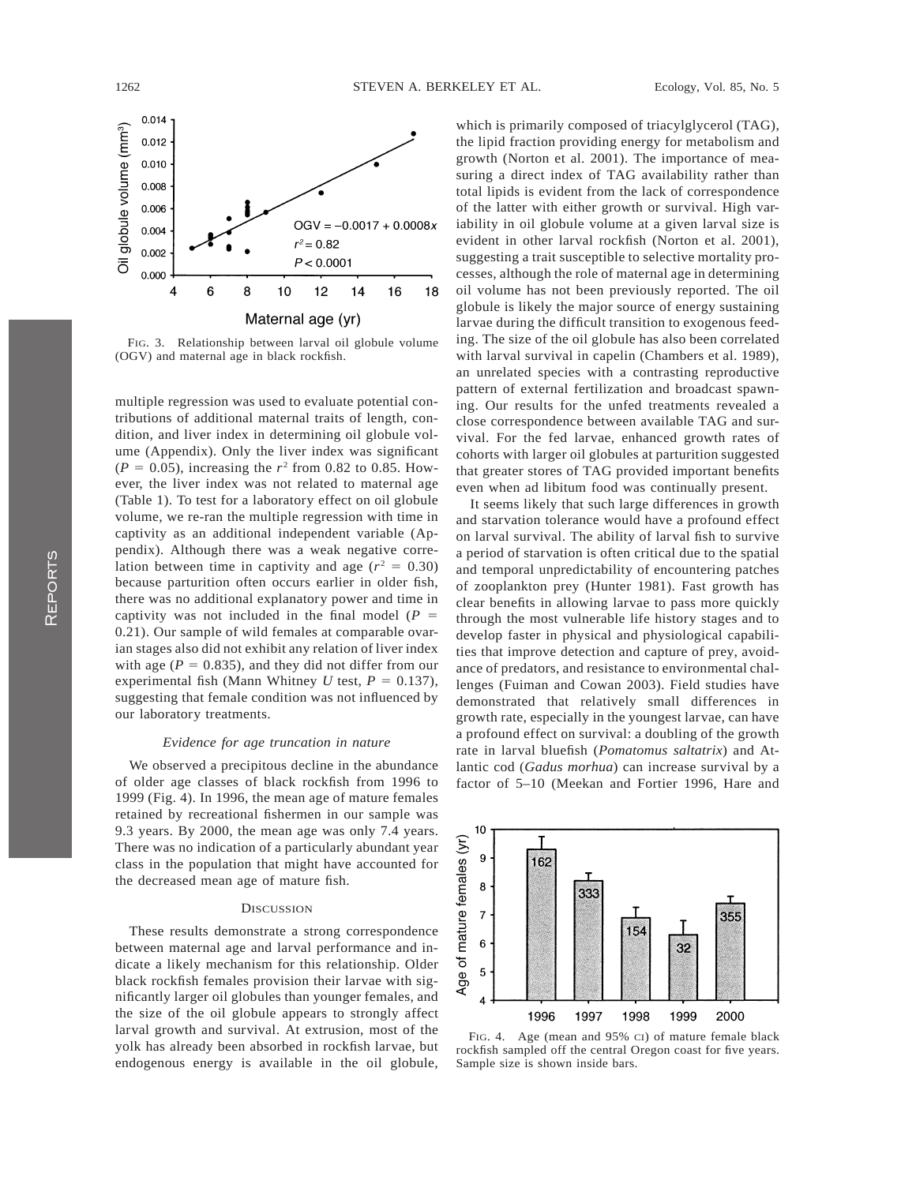Oil globule volume (mm³)

0.014
0.012
0.010
0.008
0.006
0.004
0.002
0.000

4 6 8 10 12 14 16 18

Maternal age (yr)

OGV = −0.0017 + 0.0008$x$
$r^2 = 0.82$
$P < 0.0001$

FIG. 3. Relationship between larval oil globule volume (OGV) and maternal age in black rockfish.

multiple regression was used to evaluate potential contributions of additional maternal traits of length, condition, and liver index in determining oil globule volume (Appendix). Only the liver index was significant ($P = 0.05$), increasing the $r^2$ from 0.82 to 0.85. However, the liver index was not related to maternal age (Table 1). To test for a laboratory effect on oil globule volume, we re-ran the multiple regression with time in captivity as an additional independent variable (Appendix). Although there was a weak negative correlation between time in captivity and age ($r^2 = 0.30$) because parturition often occurs earlier in older fish, there was no additional explanatory power and time in captivity was not included in the final model ($P = 0.21$). Our sample of wild females at comparable ovarian stages also did not exhibit any relation of liver index with age ($P = 0.835$), and they did not differ from our experimental fish (Mann Whitney $U$ test, $P = 0.137$), suggesting that female condition was not influenced by our laboratory treatments.

### *Evidence for age truncation in nature*

We observed a precipitous decline in the abundance of older age classes of black rockfish from 1996 to 1999 (Fig. 4). In 1996, the mean age of mature females retained by recreational fishermen in our sample was 9.3 years. By 2000, the mean age was only 7.4 years. There was no indication of a particularly abundant year class in the population that might have accounted for the decreased mean age of mature fish.

## DISCUSSION

These results demonstrate a strong correspondence between maternal age and larval performance and indicate a likely mechanism for this relationship. Older black rockfish females provision their larvae with significantly larger oil globules than younger females, and the size of the oil globule appears to strongly affect larval growth and survival. At extrusion, most of the yolk has already been absorbed in rockfish larvae, but endogenous energy is available in the oil globule, which is primarily composed of triacylglycerol (TAG), the lipid fraction providing energy for metabolism and growth (Norton et al. 2001). The importance of measuring a direct index of TAG availability rather than total lipids is evident from the lack of correspondence of the latter with either growth or survival. High variability in oil globule volume at a given larval size is evident in other larval rockfish (Norton et al. 2001), suggesting a trait susceptible to selective mortality processes, although the role of maternal age in determining oil volume has not been previously reported. The oil globule is likely the major source of energy sustaining larvae during the difficult transition to exogenous feeding. The size of the oil globule has also been correlated with larval survival in capelin (Chambers et al. 1989), an unrelated species with a contrasting reproductive pattern of external fertilization and broadcast spawning. Our results for the unfed treatments revealed a close correspondence between available TAG and survival. For the fed larvae, enhanced growth rates of cohorts with larger oil globules at parturition suggested that greater stores of TAG provided important benefits even when ad libitum food was continually present.

It seems likely that such large differences in growth and starvation tolerance would have a profound effect on larval survival. The ability of larval fish to survive a period of starvation is often critical due to the spatial and temporal unpredictability of encountering patches of zooplankton prey (Hunter 1981). Fast growth has clear benefits in allowing larvae to pass more quickly through the most vulnerable life history stages and to develop faster in physical and physiological capabilities that improve detection and capture of prey, avoidance of predators, and resistance to environmental challenges (Fuiman and Cowan 2003). Field studies have demonstrated that relatively small differences in growth rate, especially in the youngest larvae, can have a profound effect on survival: a doubling of the growth rate in larval bluefish (*Pomatomus saltatrix*) and Atlantic cod (*Gadus morhua*) can increase survival by a factor of 5–10 (Meekan and Fortier 1996, Hare and

Age of mature females (yr)

10
9
8
7
6
5
4

162
333
154
32
355

1996 1997 1998 1999 2000

FIG. 4. Age (mean and 95% CI) of mature female black rockfish sampled off the central Oregon coast for five years. Sample size is shown inside bars.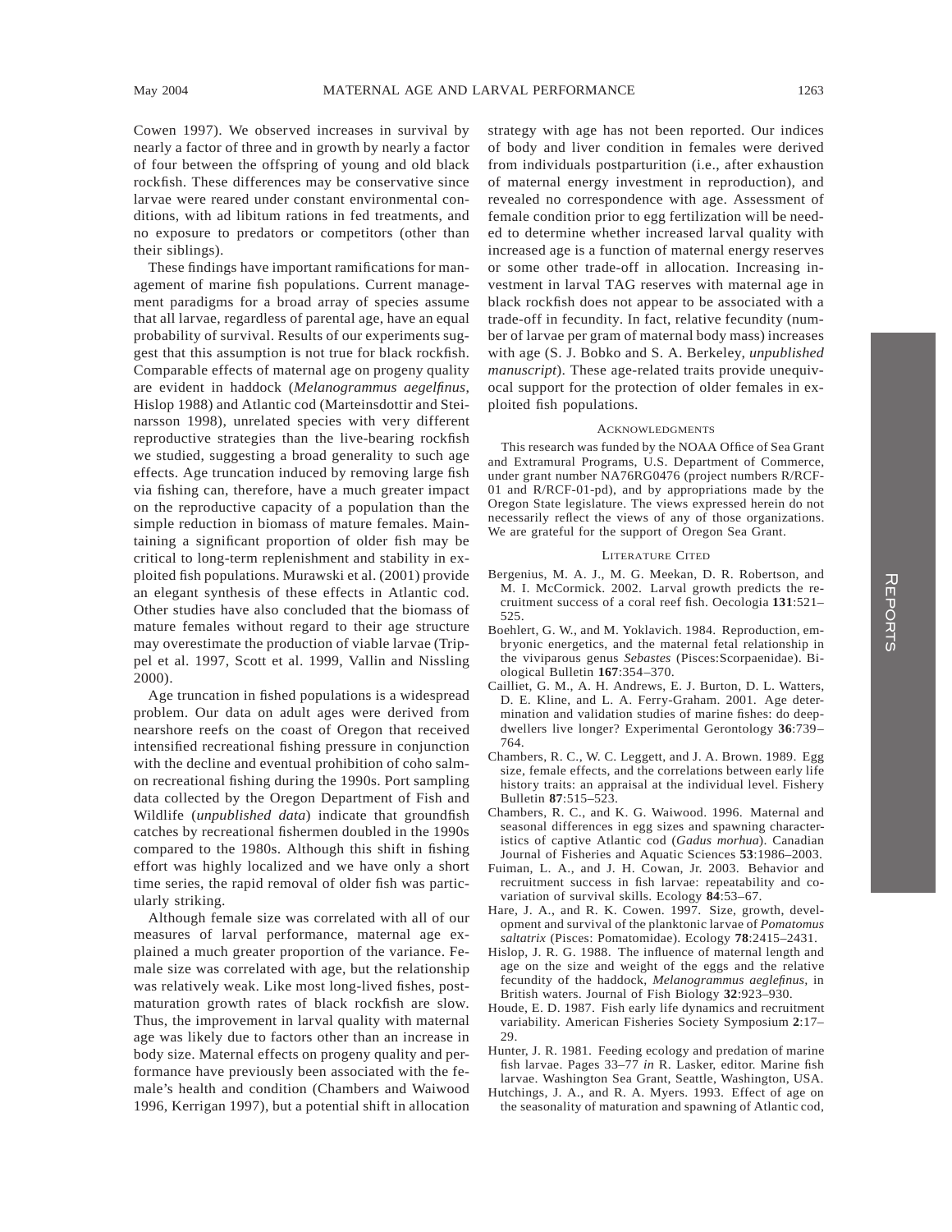Cowen 1997). We observed increases in survival by nearly a factor of three and in growth by nearly a factor of four between the offspring of young and old black rockfish. These differences may be conservative since larvae were reared under constant environmental conditions, with ad libitum rations in fed treatments, and no exposure to predators or competitors (other than their siblings).

These findings have important ramifications for management of marine fish populations. Current management paradigms for a broad array of species assume that all larvae, regardless of parental age, have an equal probability of survival. Results of our experiments suggest that this assumption is not true for black rockfish. Comparable effects of maternal age on progeny quality are evident in haddock (*Melanogrammus aegelfinus,* Hislop 1988) and Atlantic cod (Marteinsdottir and Steinarsson 1998), unrelated species with very different reproductive strategies than the live-bearing rockfish we studied, suggesting a broad generality to such age effects. Age truncation induced by removing large fish via fishing can, therefore, have a much greater impact on the reproductive capacity of a population than the simple reduction in biomass of mature females. Maintaining a significant proportion of older fish may be critical to long-term replenishment and stability in exploited fish populations. Murawski et al. (2001) provide an elegant synthesis of these effects in Atlantic cod. Other studies have also concluded that the biomass of mature females without regard to their age structure may overestimate the production of viable larvae (Trippel et al. 1997, Scott et al. 1999, Vallin and Nissling 2000).

Age truncation in fished populations is a widespread problem. Our data on adult ages were derived from nearshore reefs on the coast of Oregon that received intensified recreational fishing pressure in conjunction with the decline and eventual prohibition of coho salmon recreational fishing during the 1990s. Port sampling data collected by the Oregon Department of Fish and Wildlife (*unpublished data*) indicate that groundfish catches by recreational fishermen doubled in the 1990s compared to the 1980s. Although this shift in fishing effort was highly localized and we have only a short time series, the rapid removal of older fish was particularly striking.

Although female size was correlated with all of our measures of larval performance, maternal age explained a much greater proportion of the variance. Female size was correlated with age, but the relationship was relatively weak. Like most long-lived fishes, post-maturation growth rates of black rockfish are slow. Thus, the improvement in larval quality with maternal age was likely due to factors other than an increase in body size. Maternal effects on progeny quality and performance have previously been associated with the female's health and condition (Chambers and Waiwood 1996, Kerrigan 1997), but a potential shift in allocation strategy with age has not been reported. Our indices of body and liver condition in females were derived from individuals postparturition (i.e., after exhaustion of maternal energy investment in reproduction), and revealed no correspondence with age. Assessment of female condition prior to egg fertilization will be needed to determine whether increased larval quality with increased age is a function of maternal energy reserves or some other trade-off in allocation. Increasing investment in larval TAG reserves with maternal age in black rockfish does not appear to be associated with a trade-off in fecundity. In fact, relative fecundity (number of larvae per gram of maternal body mass) increases with age (S. J. Bobko and S. A. Berkeley, *unpublished manuscript*). These age-related traits provide unequivocal support for the protection of older females in exploited fish populations.

## Acknowledgments

This research was funded by the NOAA Office of Sea Grant and Extramural Programs, U.S. Department of Commerce, under grant number NA76RG0476 (project numbers R/RCF-01 and R/RCF-01-pd), and by appropriations made by the Oregon State legislature. The views expressed herein do not necessarily reflect the views of any of those organizations. We are grateful for the support of Oregon Sea Grant.

## Literature Cited

Bergenius, M. A. J., M. G. Meekan, D. R. Robertson, and M. I. McCormick. 2002. Larval growth predicts the recruitment success of a coral reef fish. Oecologia **131**:521–525.

Boehlert, G. W., and M. Yoklavich. 1984. Reproduction, embryonic energetics, and the maternal fetal relationship in the viviparous genus *Sebastes* (Pisces:Scorpaenidae). Biological Bulletin **167**:354–370.

Cailliet, G. M., A. H. Andrews, E. J. Burton, D. L. Watters, D. E. Kline, and L. A. Ferry-Graham. 2001. Age determination and validation studies of marine fishes: do deep-dwellers live longer? Experimental Gerontology **36**:739–764.

Chambers, R. C., W. C. Leggett, and J. A. Brown. 1989. Egg size, female effects, and the correlations between early life history traits: an appraisal at the individual level. Fishery Bulletin **87**:515–523.

Chambers, R. C., and K. G. Waiwood. 1996. Maternal and seasonal differences in egg sizes and spawning characteristics of captive Atlantic cod (*Gadus morhua*). Canadian Journal of Fisheries and Aquatic Sciences **53**:1986–2003.

Fuiman, L. A., and J. H. Cowan, Jr. 2003. Behavior and recruitment success in fish larvae: repeatability and covariation of survival skills. Ecology **84**:53–67.

Hare, J. A., and R. K. Cowen. 1997. Size, growth, development and survival of the planktonic larvae of *Pomatomus saltatrix* (Pisces: Pomatomidae). Ecology **78**:2415–2431.

Hislop, J. R. G. 1988. The influence of maternal length and age on the size and weight of the eggs and the relative fecundity of the haddock, *Melanogrammus aeglefinus*, in British waters. Journal of Fish Biology **32**:923–930.

Houde, E. D. 1987. Fish early life dynamics and recruitment variability. American Fisheries Society Symposium **2**:17–29.

Hunter, J. R. 1981. Feeding ecology and predation of marine fish larvae. Pages 33–77 *in* R. Lasker, editor. Marine fish larvae. Washington Sea Grant, Seattle, Washington, USA.

Hutchings, J. A., and R. A. Myers. 1993. Effect of age on the seasonality of maturation and spawning of Atlantic cod,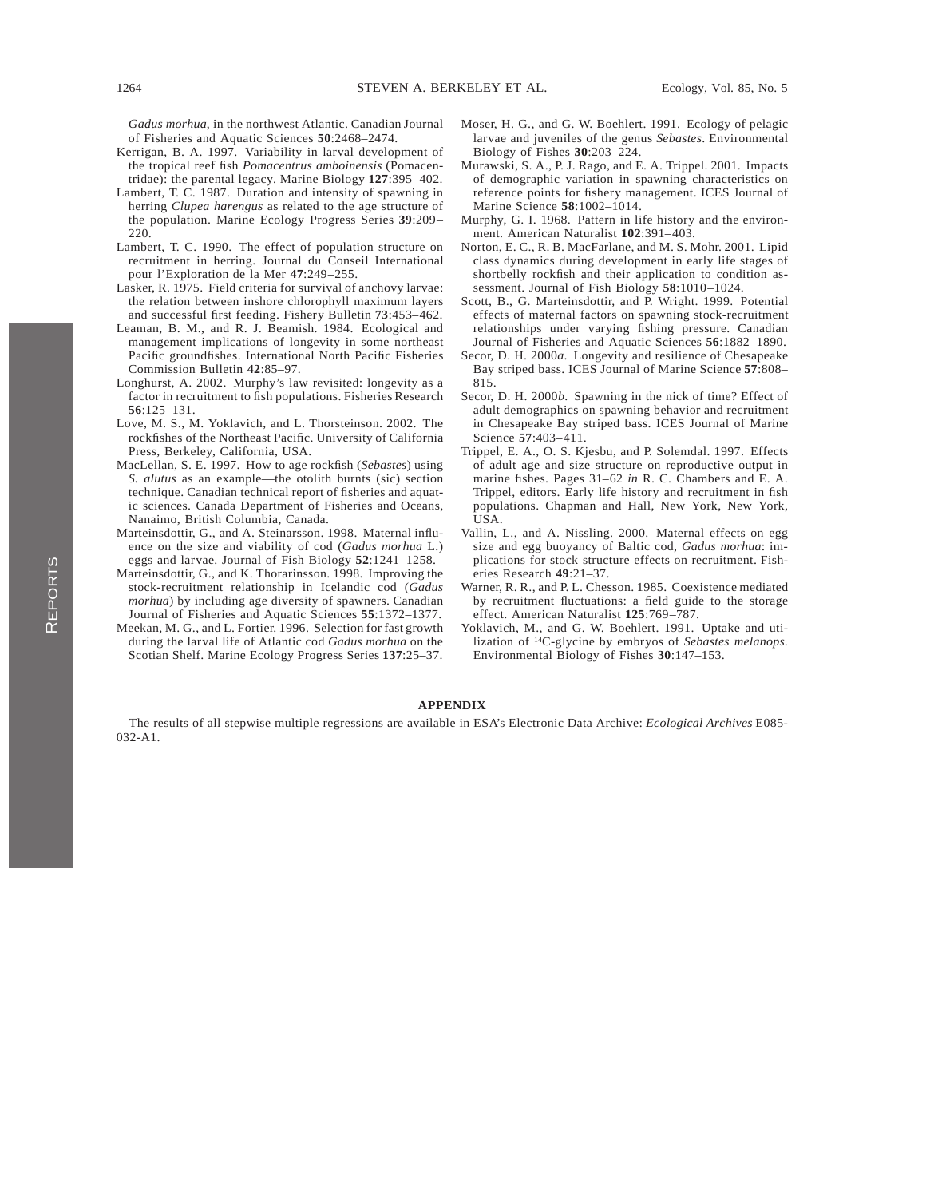*Gadus morhua*, in the northwest Atlantic. Canadian Journal of Fisheries and Aquatic Sciences **50**:2468–2474.

Kerrigan, B. A. 1997. Variability in larval development of the tropical reef fish *Pomacentrus amboinensis* (Pomacentridae): the parental legacy. Marine Biology **127**:395–402.

Lambert, T. C. 1987. Duration and intensity of spawning in herring *Clupea harengus* as related to the age structure of the population. Marine Ecology Progress Series **39**:209–220.

Lambert, T. C. 1990. The effect of population structure on recruitment in herring. Journal du Conseil International pour l'Exploration de la Mer **47**:249–255.

Lasker, R. 1975. Field criteria for survival of anchovy larvae: the relation between inshore chlorophyll maximum layers and successful first feeding. Fishery Bulletin **73**:453–462.

Leaman, B. M., and R. J. Beamish. 1984. Ecological and management implications of longevity in some northeast Pacific groundfishes. International North Pacific Fisheries Commission Bulletin **42**:85–97.

Longhurst, A. 2002. Murphy's law revisited: longevity as a factor in recruitment to fish populations. Fisheries Research **56**:125–131.

Love, M. S., M. Yoklavich, and L. Thorsteinson. 2002. The rockfishes of the Northeast Pacific. University of California Press, Berkeley, California, USA.

MacLellan, S. E. 1997. How to age rockfish (*Sebastes*) using *S. alutus* as an example—the otolith burnts (sic) section technique. Canadian technical report of fisheries and aquatic sciences. Canada Department of Fisheries and Oceans, Nanaimo, British Columbia, Canada.

Marteinsdottir, G., and A. Steinarsson. 1998. Maternal influence on the size and viability of cod (*Gadus morhua* L.) eggs and larvae. Journal of Fish Biology **52**:1241–1258.

Marteinsdottir, G., and K. Thorarinsson. 1998. Improving the stock-recruitment relationship in Icelandic cod (*Gadus morhua*) by including age diversity of spawners. Canadian Journal of Fisheries and Aquatic Sciences **55**:1372–1377.

Meekan, M. G., and L. Fortier. 1996. Selection for fast growth during the larval life of Atlantic cod *Gadus morhua* on the Scotian Shelf. Marine Ecology Progress Series **137**:25–37.

Moser, H. G., and G. W. Boehlert. 1991. Ecology of pelagic larvae and juveniles of the genus *Sebastes*. Environmental Biology of Fishes **30**:203–224.

Murawski, S. A., P. J. Rago, and E. A. Trippel. 2001. Impacts of demographic variation in spawning characteristics on reference points for fishery management. ICES Journal of Marine Science **58**:1002–1014.

Murphy, G. I. 1968. Pattern in life history and the environment. American Naturalist **102**:391–403.

Norton, E. C., R. B. MacFarlane, and M. S. Mohr. 2001. Lipid class dynamics during development in early life stages of shortbelly rockfish and their application to condition assessment. Journal of Fish Biology **58**:1010–1024.

Scott, B., G. Marteinsdottir, and P. Wright. 1999. Potential effects of maternal factors on spawning stock-recruitment relationships under varying fishing pressure. Canadian Journal of Fisheries and Aquatic Sciences **56**:1882–1890.

Secor, D. H. 2000*a*. Longevity and resilience of Chesapeake Bay striped bass. ICES Journal of Marine Science **57**:808–815.

Secor, D. H. 2000*b*. Spawning in the nick of time? Effect of adult demographics on spawning behavior and recruitment in Chesapeake Bay striped bass. ICES Journal of Marine Science **57**:403–411.

Trippel, E. A., O. S. Kjesbu, and P. Solemdal. 1997. Effects of adult age and size structure on reproductive output in marine fishes. Pages 31–62 *in* R. C. Chambers and E. A. Trippel, editors. Early life history and recruitment in fish populations. Chapman and Hall, New York, New York, USA.

Vallin, L., and A. Nissling. 2000. Maternal effects on egg size and egg buoyancy of Baltic cod, *Gadus morhua*: implications for stock structure effects on recruitment. Fisheries Research **49**:21–37.

Warner, R. R., and P. L. Chesson. 1985. Coexistence mediated by recruitment fluctuations: a field guide to the storage effect. American Naturalist **125**:769–787.

Yoklavich, M., and G. W. Boehlert. 1991. Uptake and utilization of $^{14}$C-glycine by embryos of *Sebastes melanops*. Environmental Biology of Fishes **30**:147–153.

## APPENDIX

The results of all stepwise multiple regressions are available in ESA's Electronic Data Archive: *Ecological Archives* E085-032-A1.